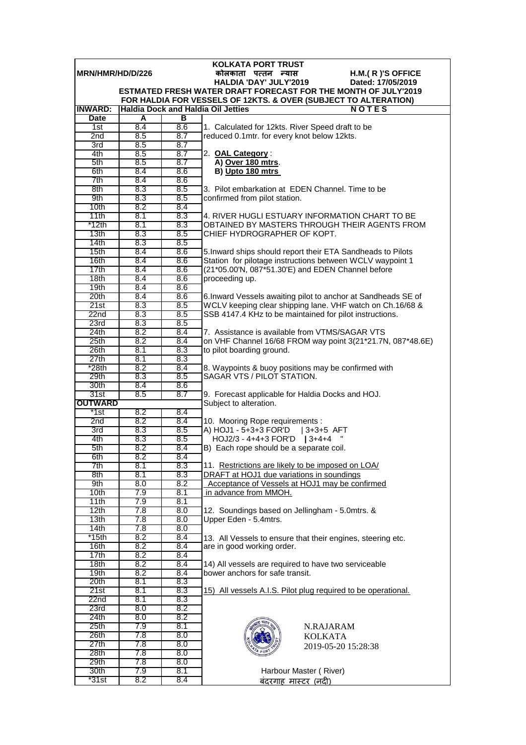**KOLKATA PORT TRUST**

**MRN/HMR/HD/D/226** **कोलकाता पत्तन न्यास** **H.M.( R )'S OFFICE**

**HALDIA 'DAY' JULY'2019** **Dated: 17/05/2019**

**ESTMATED FRESH WATER DRAFT FORECAST FOR THE MONTH OF JULY'2019**

**FOR HALDIA FOR VESSELS OF 12KTS. & OVER (SUBJECT TO ALTERATION)**

**INWARD: Haldia Dock and Haldia Oil Jetties**

| Date | A | B |
|---|---|---|
| 1st | 8.4 | 8.6 |
| 2nd | 8.5 | 8.7 |
| 3rd | 8.5 | 8.7 |
| 4th | 8.5 | 8.7 |
| 5th | 8.5 | 8.7 |
| 6th | 8.4 | 8.6 |
| 7th | 8.4 | 8.6 |
| 8th | 8.3 | 8.5 |
| 9th | 8.3 | 8.5 |
| 10th | 8.2 | 8.4 |
| 11th | 8.1 | 8.3 |
| *12th | 8.1 | 8.3 |
| 13th | 8.3 | 8.5 |
| 14th | 8.3 | 8.5 |
| 15th | 8.4 | 8.6 |
| 16th | 8.4 | 8.6 |
| 17th | 8.4 | 8.6 |
| 18th | 8.4 | 8.6 |
| 19th | 8.4 | 8.6 |
| 20th | 8.4 | 8.6 |
| 21st | 8.3 | 8.5 |
| 22nd | 8.3 | 8.5 |
| 23rd | 8.3 | 8.5 |
| 24th | 8.2 | 8.4 |
| 25th | 8.2 | 8.4 |
| 26th | 8.1 | 8.3 |
| 27th | 8.1 | 8.3 |
| *28th | 8.2 | 8.4 |
| 29th | 8.3 | 8.5 |
| 30th | 8.4 | 8.6 |
| 31st | 8.5 | 8.7 |

**OUTWARD**

| Date | A | B |
|---|---|---|
| *1st | 8.2 | 8.4 |
| 2nd | 8.2 | 8.4 |
| 3rd | 8.3 | 8.5 |
| 4th | 8.3 | 8.5 |
| 5th | 8.2 | 8.4 |
| 6th | 8.2 | 8.4 |
| 7th | 8.1 | 8.3 |
| 8th | 8.1 | 8.3 |
| 9th | 8.0 | 8.2 |
| 10th | 7.9 | 8.1 |
| 11th | 7.9 | 8.1 |
| 12th | 7.8 | 8.0 |
| 13th | 7.8 | 8.0 |
| 14th | 7.8 | 8.0 |
| *15th | 8.2 | 8.4 |
| 16th | 8.2 | 8.4 |
| 17th | 8.2 | 8.4 |
| 18th | 8.2 | 8.4 |
| 19th | 8.2 | 8.4 |
| 20th | 8.1 | 8.3 |
| 21st | 8.1 | 8.3 |
| 22nd | 8.1 | 8.3 |
| 23rd | 8.0 | 8.2 |
| 24th | 8.0 | 8.2 |
| 25th | 7.9 | 8.1 |
| 26th | 7.8 | 8.0 |
| 27th | 7.8 | 8.0 |
| 28th | 7.8 | 8.0 |
| 29th | 7.8 | 8.0 |
| 30th | 7.9 | 8.1 |
| *31st | 8.2 | 8.4 |

**NOTES**

1. Calculated for 12kts. River Speed draft to be reduced 0.1mtr. for every knot below 12kts.

2. **OAL Category** :
   **A) Over 180 mtrs**.
   **B) Upto 180 mtrs**

3. Pilot embarkation at EDEN Channel. Time to be confirmed from pilot station.

4. RIVER HUGLI ESTUARY INFORMATION CHART TO BE OBTAINED BY MASTERS THROUGH THEIR AGENTS FROM CHIEF HYDROGRAPHER OF KOPT.

5. Inward ships should report their ETA Sandheads to Pilots Station for pilotage instructions between WCLV waypoint 1 (21*05.00'N, 087*51.30'E) and EDEN Channel before proceeding up.

6. Inward Vessels awaiting pilot to anchor at Sandheads SE of WCLV keeping clear shipping lane. VHF watch on Ch.16/68 & SSB 4147.4 KHz to be maintained for pilot instructions.

7. Assistance is available from VTMS/SAGAR VTS on VHF Channel 16/68 FROM way point 3(21*21.7N, 087*48.6E) to pilot boarding ground.

8. Waypoints & buoy positions may be confirmed with SAGAR VTS / PILOT STATION.

9. Forecast applicable for Haldia Docks and HOJ. Subject to alteration.

10. Mooring Rope requirements :
A) HOJ1 - 5+3+3 FOR'D | 3+3+5 AFT
HOJ2/3 - 4+4+3 FOR'D | 3+4+4 "
B) Each rope should be a separate coil.

11. Restrictions are likely to be imposed on LOA/ DRAFT at HOJ1 due variations in soundings Acceptance of Vessels at HOJ1 may be confirmed in advance from MMOH.

12. Soundings based on Jellingham - 5.0mtrs. & Upper Eden - 5.4mtrs.

13. All Vessels to ensure that their engines, steering etc. are in good working order.

14) All vessels are required to have two serviceable bower anchors for safe transit.

15) All vessels A.I.S. Pilot plug required to be operational.

N.RAJARAM
KOLKATA
2019-05-20 15:28:38

Harbour Master ( River)
बंदरगाह मास्टर (नदी)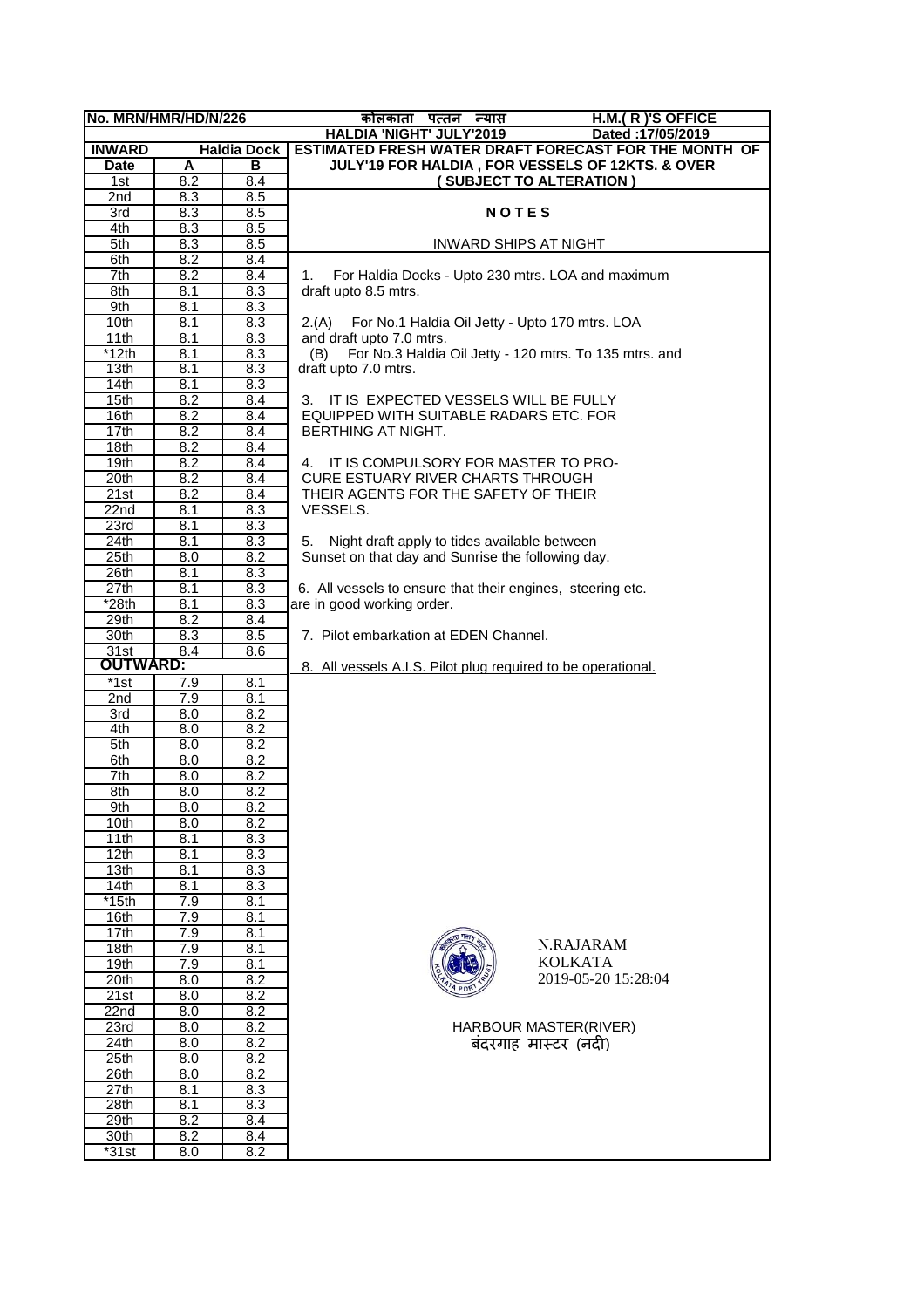| No. MRN/HMR/HD/N/226 | | | कोलकाता पत्तन न्यास H.M.( R )'S OFFICE |
|---|---|---|---|
| | | | HALDIA 'NIGHT' JULY'2019 Dated :17/05/2019 |
| **INWARD** | | **Haldia Dock** | **ESTIMATED FRESH WATER DRAFT FORECAST FOR THE MONTH OF JULY'19 FOR HALDIA , FOR VESSELS OF 12KTS. & OVER** |
| **Date** | **A** | **B** | **( SUBJECT TO ALTERATION )** |
| 1st | 8.2 | 8.4 | |
| 2nd | 8.3 | 8.5 | |
| 3rd | 8.3 | 8.5 | |
| 4th | 8.3 | 8.5 | |
| 5th | 8.3 | 8.5 | |
| 6th | 8.2 | 8.4 | |
| 7th | 8.2 | 8.4 | |
| 8th | 8.1 | 8.3 | |
| 9th | 8.1 | 8.3 | |
| 10th | 8.1 | 8.3 | |
| 11th | 8.1 | 8.3 | |
| *12th | 8.1 | 8.3 | |
| 13th | 8.1 | 8.3 | |
| 14th | 8.1 | 8.3 | |
| 15th | 8.2 | 8.4 | |
| 16th | 8.2 | 8.4 | |
| 17th | 8.2 | 8.4 | |
| 18th | 8.2 | 8.4 | |
| 19th | 8.2 | 8.4 | |
| 20th | 8.2 | 8.4 | |
| 21st | 8.2 | 8.4 | |
| 22nd | 8.1 | 8.3 | |
| 23rd | 8.1 | 8.3 | |
| 24th | 8.1 | 8.3 | |
| 25th | 8.0 | 8.2 | |
| 26th | 8.1 | 8.3 | |
| 27th | 8.1 | 8.3 | |
| *28th | 8.1 | 8.3 | |
| 29th | 8.2 | 8.4 | |
| 30th | 8.3 | 8.5 | |
| 31st | 8.4 | 8.6 | |
| **OUTWARD:** | | | |
| *1st | 7.9 | 8.1 | |
| 2nd | 7.9 | 8.1 | |
| 3rd | 8.0 | 8.2 | |
| 4th | 8.0 | 8.2 | |
| 5th | 8.0 | 8.2 | |
| 6th | 8.0 | 8.2 | |
| 7th | 8.0 | 8.2 | |
| 8th | 8.0 | 8.2 | |
| 9th | 8.0 | 8.2 | |
| 10th | 8.0 | 8.2 | |
| 11th | 8.1 | 8.3 | |
| 12th | 8.1 | 8.3 | |
| 13th | 8.1 | 8.3 | |
| 14th | 8.1 | 8.3 | |
| *15th | 7.9 | 8.1 | |
| 16th | 7.9 | 8.1 | |
| 17th | 7.9 | 8.1 | |
| 18th | 7.9 | 8.1 | |
| 19th | 7.9 | 8.1 | |
| 20th | 8.0 | 8.2 | |
| 21st | 8.0 | 8.2 | |
| 22nd | 8.0 | 8.2 | |
| 23rd | 8.0 | 8.2 | |
| 24th | 8.0 | 8.2 | |
| 25th | 8.0 | 8.2 | |
| 26th | 8.0 | 8.2 | |
| 27th | 8.1 | 8.3 | |
| 28th | 8.1 | 8.3 | |
| 29th | 8.2 | 8.4 | |
| 30th | 8.2 | 8.4 | |
| *31st | 8.0 | 8.2 | |

**N O T E S**

INWARD SHIPS AT NIGHT

1. For Haldia Docks - Upto 230 mtrs. LOA and maximum draft upto 8.5 mtrs.

2.(A) For No.1 Haldia Oil Jetty - Upto 170 mtrs. LOA and draft upto 7.0 mtrs.
(B) For No.3 Haldia Oil Jetty - 120 mtrs. To 135 mtrs. and draft upto 7.0 mtrs.

3. IT IS EXPECTED VESSELS WILL BE FULLY EQUIPPED WITH SUITABLE RADARS ETC. FOR BERTHING AT NIGHT.

4. IT IS COMPULSORY FOR MASTER TO PROCURE ESTUARY RIVER CHARTS THROUGH THEIR AGENTS FOR THE SAFETY OF THEIR VESSELS.

5. Night draft apply to tides available between Sunset on that day and Sunrise the following day.

6. All vessels to ensure that their engines, steering etc. are in good working order.

7. Pilot embarkation at EDEN Channel.

8. All vessels A.I.S. Pilot plug required to be operational.

N.RAJARAM
KOLKATA
2019-05-20 15:28:04

HARBOUR MASTER(RIVER)
बंदरगाह मास्टर (नदी)